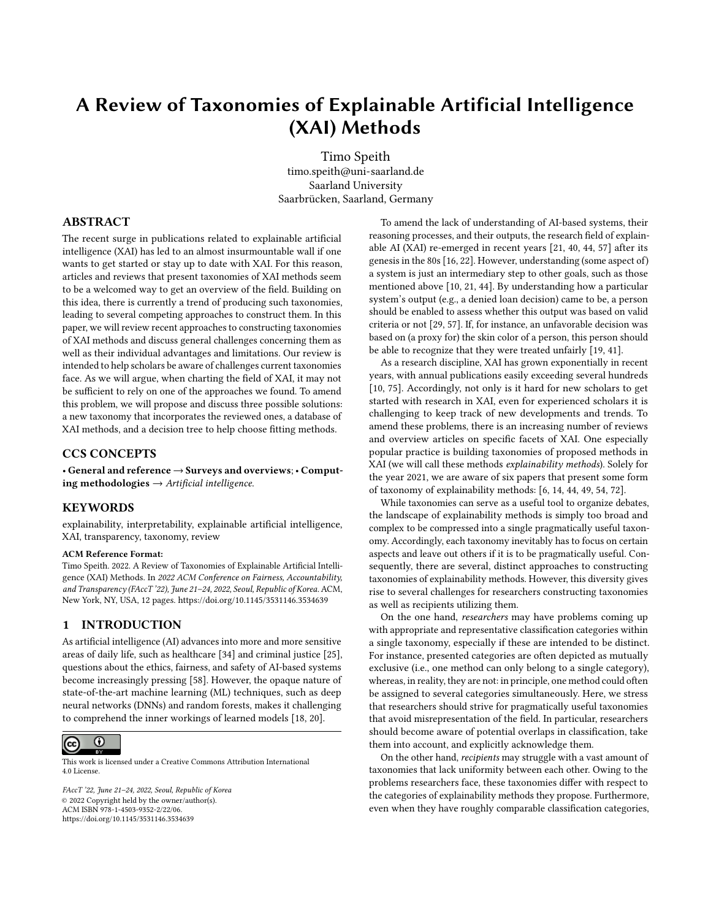# A Review of Taxonomies of Explainable Artificial Intelligence (XAI) Methods

Timo Speith
timo.speith@uni-saarland.de
Saarland University
Saarbrücken, Saarland, Germany

## ABSTRACT

The recent surge in publications related to explainable artificial intelligence (XAI) has led to an almost insurmountable wall if one wants to get started or stay up to date with XAI. For this reason, articles and reviews that present taxonomies of XAI methods seem to be a welcomed way to get an overview of the field. Building on this idea, there is currently a trend of producing such taxonomies, leading to several competing approaches to construct them. In this paper, we will review recent approaches to constructing taxonomies of XAI methods and discuss general challenges concerning them as well as their individual advantages and limitations. Our review is intended to help scholars be aware of challenges current taxonomies face. As we will argue, when charting the field of XAI, it may not be sufficient to rely on one of the approaches we found. To amend this problem, we will propose and discuss three possible solutions: a new taxonomy that incorporates the reviewed ones, a database of XAI methods, and a decision tree to help choose fitting methods.

## CCS CONCEPTS

• **General and reference** → **Surveys and overviews**; • **Computing methodologies** → *Artificial intelligence*.

## KEYWORDS

explainability, interpretability, explainable artificial intelligence, XAI, transparency, taxonomy, review

**ACM Reference Format:**
Timo Speith. 2022. A Review of Taxonomies of Explainable Artificial Intelligence (XAI) Methods. In *2022 ACM Conference on Fairness, Accountability, and Transparency (FAccT '22), June 21–24, 2022, Seoul, Republic of Korea.* ACM, New York, NY, USA, 12 pages. https://doi.org/10.1145/3531146.3534639

## 1 INTRODUCTION

As artificial intelligence (AI) advances into more and more sensitive areas of daily life, such as healthcare [34] and criminal justice [25], questions about the ethics, fairness, and safety of AI-based systems become increasingly pressing [58]. However, the opaque nature of state-of-the-art machine learning (ML) techniques, such as deep neural networks (DNNs) and random forests, makes it challenging to comprehend the inner workings of learned models [18, 20].

This work is licensed under a Creative Commons Attribution International 4.0 License.

*FAccT '22, June 21–24, 2022, Seoul, Republic of Korea*
© 2022 Copyright held by the owner/author(s).
ACM ISBN 978-1-4503-9352-2/22/06.
https://doi.org/10.1145/3531146.3534639

To amend the lack of understanding of AI-based systems, their reasoning processes, and their outputs, the research field of explainable AI (XAI) re-emerged in recent years [21, 40, 44, 57] after its genesis in the 80s [16, 22]. However, understanding (some aspect of) a system is just an intermediary step to other goals, such as those mentioned above [10, 21, 44]. By understanding how a particular system's output (e.g., a denied loan decision) came to be, a person should be enabled to assess whether this output was based on valid criteria or not [29, 57]. If, for instance, an unfavorable decision was based on (a proxy for) the skin color of a person, this person should be able to recognize that they were treated unfairly [19, 41].

As a research discipline, XAI has grown exponentially in recent years, with annual publications easily exceeding several hundreds [10, 75]. Accordingly, not only is it hard for new scholars to get started with research in XAI, even for experienced scholars it is challenging to keep track of new developments and trends. To amend these problems, there is an increasing number of reviews and overview articles on specific facets of XAI. One especially popular practice is building taxonomies of proposed methods in XAI (we will call these methods *explainability methods*). Solely for the year 2021, we are aware of six papers that present some form of taxonomy of explainability methods: [6, 14, 44, 49, 54, 72].

While taxonomies can serve as a useful tool to organize debates, the landscape of explainability methods is simply too broad and complex to be compressed into a single pragmatically useful taxonomy. Accordingly, each taxonomy inevitably has to focus on certain aspects and leave out others if it is to be pragmatically useful. Consequently, there are several, distinct approaches to constructing taxonomies of explainability methods. However, this diversity gives rise to several challenges for researchers constructing taxonomies as well as recipients utilizing them.

On the one hand, *researchers* may have problems coming up with appropriate and representative classification categories within a single taxonomy, especially if these are intended to be distinct. For instance, presented categories are often depicted as mutually exclusive (i.e., one method can only belong to a single category), whereas, in reality, they are not: in principle, one method could often be assigned to several categories simultaneously. Here, we stress that researchers should strive for pragmatically useful taxonomies that avoid misrepresentation of the field. In particular, researchers should become aware of potential overlaps in classification, take them into account, and explicitly acknowledge them.

On the other hand, *recipients* may struggle with a vast amount of taxonomies that lack uniformity between each other. Owing to the problems researchers face, these taxonomies differ with respect to the categories of explainability methods they propose. Furthermore, even when they have roughly comparable classification categories,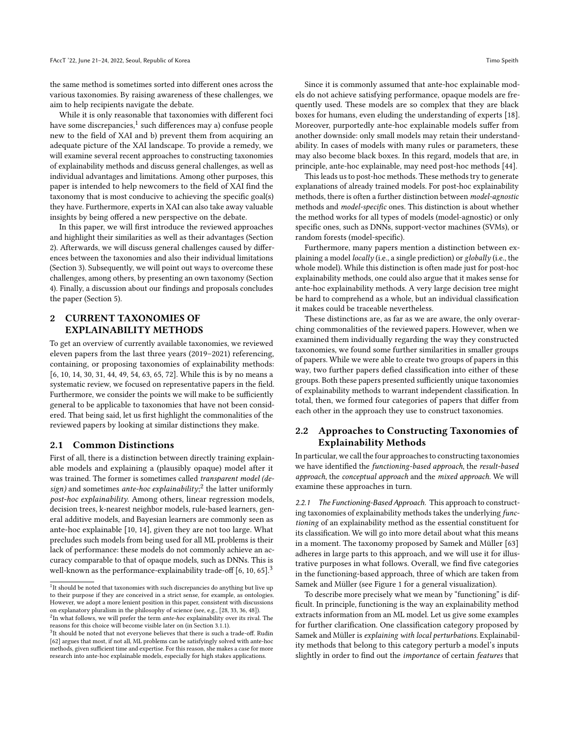the same method is sometimes sorted into different ones across the various taxonomies. By raising awareness of these challenges, we aim to help recipients navigate the debate.

While it is only reasonable that taxonomies with different foci have some discrepancies,[1] such differences may a) confuse people new to the field of XAI and b) prevent them from acquiring an adequate picture of the XAI landscape. To provide a remedy, we will examine several recent approaches to constructing taxonomies of explainability methods and discuss general challenges, as well as individual advantages and limitations. Among other purposes, this paper is intended to help newcomers to the field of XAI find the taxonomy that is most conducive to achieving the specific goal(s) they have. Furthermore, experts in XAI can also take away valuable insights by being offered a new perspective on the debate.

In this paper, we will first introduce the reviewed approaches and highlight their similarities as well as their advantages (Section 2). Afterwards, we will discuss general challenges caused by differences between the taxonomies and also their individual limitations (Section 3). Subsequently, we will point out ways to overcome these challenges, among others, by presenting an own taxonomy (Section 4). Finally, a discussion about our findings and proposals concludes the paper (Section 5).

## 2 CURRENT TAXONOMIES OF EXPLAINABILITY METHODS

To get an overview of currently available taxonomies, we reviewed eleven papers from the last three years (2019–2021) referencing, containing, or proposing taxonomies of explainability methods: [6, 10, 14, 30, 31, 44, 49, 54, 63, 65, 72]. While this is by no means a systematic review, we focused on representative papers in the field. Furthermore, we consider the points we will make to be sufficiently general to be applicable to taxonomies that have not been considered. That being said, let us first highlight the commonalities of the reviewed papers by looking at similar distinctions they make.

### 2.1 Common Distinctions

First of all, there is a distinction between directly training explainable models and explaining a (plausibly opaque) model after it was trained. The former is sometimes called *transparent model (design)* and sometimes *ante-hoc explainability*;[2] the latter uniformly *post-hoc explainability.* Among others, linear regression models, decision trees, k-nearest neighbor models, rule-based learners, general additive models, and Bayesian learners are commonly seen as ante-hoc explainable [10, 14], given they are not too large. What precludes such models from being used for all ML problems is their lack of performance: these models do not commonly achieve an accuracy comparable to that of opaque models, such as DNNs. This is well-known as the performance-explainability trade-off [6, 10, 65].[3]

Since it is commonly assumed that ante-hoc explainable models do not achieve satisfying performance, opaque models are frequently used. These models are so complex that they are black boxes for humans, even eluding the understanding of experts [18]. Moreover, purportedly ante-hoc explainable models suffer from another downside: only small models may retain their understandability. In cases of models with many rules or parameters, these may also become black boxes. In this regard, models that are, in principle, ante-hoc explainable, may need post-hoc methods [44].

This leads us to post-hoc methods. These methods try to generate explanations of already trained models. For post-hoc explainability methods, there is often a further distinction between *model-agnostic* methods and *model-specific* ones. This distinction is about whether the method works for all types of models (model-agnostic) or only specific ones, such as DNNs, support-vector machines (SVMs), or random forests (model-specific).

Furthermore, many papers mention a distinction between explaining a model *locally* (i.e., a single prediction) or *globally* (i.e., the whole model). While this distinction is often made just for post-hoc explainability methods, one could also argue that it makes sense for ante-hoc explainability methods. A very large decision tree might be hard to comprehend as a whole, but an individual classification it makes could be traceable nevertheless.

These distinctions are, as far as we are aware, the only overarching commonalities of the reviewed papers. However, when we examined them individually regarding the way they constructed taxonomies, we found some further similarities in smaller groups of papers. While we were able to create two groups of papers in this way, two further papers defied classification into either of these groups. Both these papers presented sufficiently unique taxonomies of explainability methods to warrant independent classification. In total, then, we formed four categories of papers that differ from each other in the approach they use to construct taxonomies.

### 2.2 Approaches to Constructing Taxonomies of Explainability Methods

In particular, we call the four approaches to constructing taxonomies we have identified the *functioning-based approach*, the *result-based approach*, the *conceptual approach* and the *mixed approach.* We will examine these approaches in turn.

#### 2.2.1 The Functioning-Based Approach.

This approach to constructing taxonomies of explainability methods takes the underlying *functioning* of an explainability method as the essential constituent for its classification. We will go into more detail about what this means in a moment. The taxonomy proposed by Samek and Müller [63] adheres in large parts to this approach, and we will use it for illustrative purposes in what follows. Overall, we find five categories in the functioning-based approach, three of which are taken from Samek and Müller (see Figure 1 for a general visualization).

To describe more precisely what we mean by "functioning" is difficult. In principle, functioning is the way an explainability method extracts information from an ML model. Let us give some examples for further clarification. One classification category proposed by Samek and Müller is *explaining with local perturbations.* Explainability methods that belong to this category perturb a model's inputs slightly in order to find out the *importance* of certain *features* that

---

[1] It should be noted that taxonomies with such discrepancies do anything but live up to their purpose if they are conceived in a strict sense, for example, as ontologies. However, we adopt a more lenient position in this paper, consistent with discussions on explanatory pluralism in the philosophy of science (see, e.g., [28, 33, 36, 48]).

[2] In what follows, we will prefer the term *ante-hoc* explainability over its rival. The reasons for this choice will become visible later on (in Section 3.1.1).

[3] It should be noted that not everyone believes that there is such a trade-off. Rudin [62] argues that most, if not all, ML problems can be satisfyingly solved with ante-hoc methods, given sufficient time and expertise. For this reason, she makes a case for more research into ante-hoc explainable models, especially for high stakes applications.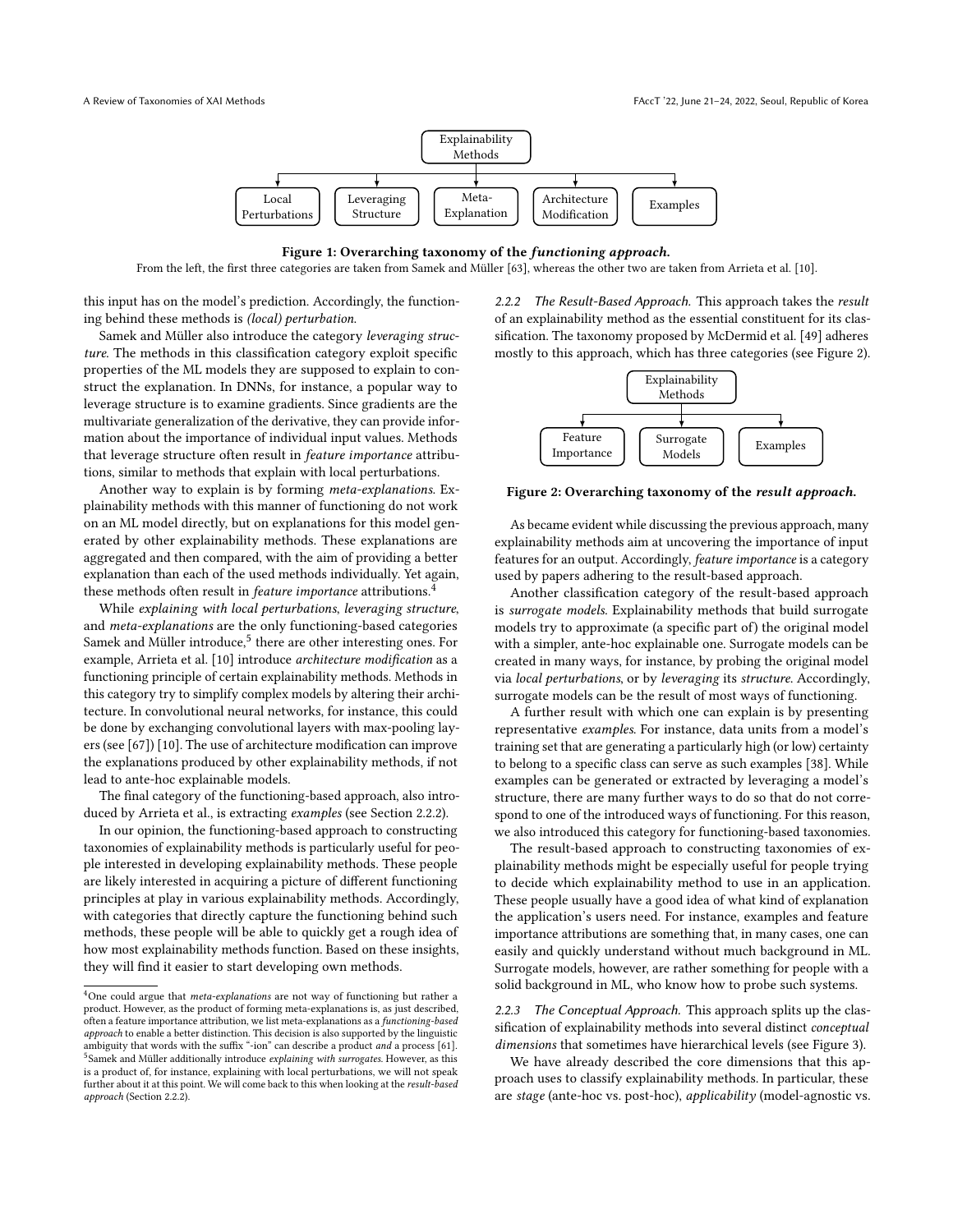Figure 1: Overarching taxonomy of the *functioning approach.*

From the left, the first three categories are taken from Samek and Müller [63], whereas the other two are taken from Arrieta et al. [10].

this input has on the model's prediction. Accordingly, the functioning behind these methods is *(local) perturbation*.

Samek and Müller also introduce the category *leveraging structure*. The methods in this classification category exploit specific properties of the ML models they are supposed to explain to construct the explanation. In DNNs, for instance, a popular way to leverage structure is to examine gradients. Since gradients are the multivariate generalization of the derivative, they can provide information about the importance of individual input values. Methods that leverage structure often result in *feature importance* attributions, similar to methods that explain with local perturbations.

Another way to explain is by forming *meta-explanations*. Explainability methods with this manner of functioning do not work on an ML model directly, but on explanations for this model generated by other explainability methods. These explanations are aggregated and then compared, with the aim of providing a better explanation than each of the used methods individually. Yet again, these methods often result in *feature importance* attributions.[4]

While *explaining with local perturbations*, *leveraging structure*, and *meta-explanations* are the only functioning-based categories Samek and Müller introduce,[5] there are other interesting ones. For example, Arrieta et al. [10] introduce *architecture modification* as a functioning principle of certain explainability methods. Methods in this category try to simplify complex models by altering their architecture. In convolutional neural networks, for instance, this could be done by exchanging convolutional layers with max-pooling layers (see [67]) [10]. The use of architecture modification can improve the explanations produced by other explainability methods, if not lead to ante-hoc explainable models.

The final category of the functioning-based approach, also introduced by Arrieta et al., is extracting *examples* (see Section 2.2.2).

In our opinion, the functioning-based approach to constructing taxonomies of explainability methods is particularly useful for people interested in developing explainability methods. These people are likely interested in acquiring a picture of different functioning principles at play in various explainability methods. Accordingly, with categories that directly capture the functioning behind such methods, these people will be able to quickly get a rough idea of how most explainability methods function. Based on these insights, they will find it easier to start developing own methods.

#### 2.2.2 The Result-Based Approach.

This approach takes the *result* of an explainability method as the essential constituent for its classification. The taxonomy proposed by McDermid et al. [49] adheres mostly to this approach, which has three categories (see Figure 2).

Figure 2: Overarching taxonomy of the *result approach.*

As became evident while discussing the previous approach, many explainability methods aim at uncovering the importance of input features for an output. Accordingly, *feature importance* is a category used by papers adhering to the result-based approach.

Another classification category of the result-based approach is *surrogate models*. Explainability methods that build surrogate models try to approximate (a specific part of) the original model with a simpler, ante-hoc explainable one. Surrogate models can be created in many ways, for instance, by probing the original model via *local perturbations*, or by *leveraging* its *structure*. Accordingly, surrogate models can be the result of most ways of functioning.

A further result with which one can explain is by presenting representative *examples*. For instance, data units from a model's training set that are generating a particularly high (or low) certainty to belong to a specific class can serve as such examples [38]. While examples can be generated or extracted by leveraging a model's structure, there are many further ways to do so that do not correspond to one of the introduced ways of functioning. For this reason, we also introduced this category for functioning-based taxonomies.

The result-based approach to constructing taxonomies of explainability methods might be especially useful for people trying to decide which explainability method to use in an application. These people usually have a good idea of what kind of explanation the application's users need. For instance, examples and feature importance attributions are something that, in many cases, one can easily and quickly understand without much background in ML. Surrogate models, however, are rather something for people with a solid background in ML, who know how to probe such systems.

#### 2.2.3 The Conceptual Approach.

This approach splits up the classification of explainability methods into several distinct *conceptual dimensions* that sometimes have hierarchical levels (see Figure 3).

We have already described the core dimensions that this approach uses to classify explainability methods. In particular, these are *stage* (ante-hoc vs. post-hoc), *applicability* (model-agnostic vs.

---

[4] One could argue that *meta-explanations* are not way of functioning but rather a product. However, as the product of forming meta-explanations is, as just described, often a feature importance attribution, we list meta-explanations as a *functioning-based approach* to enable a better distinction. This decision is also supported by the linguistic ambiguity that words with the suffix "-ion" can describe a product *and* a process [61].

[5] Samek and Müller additionally introduce *explaining with surrogates*. However, as this is a product of, for instance, explaining with local perturbations, we will not speak further about it at this point. We will come back to this when looking at the *result-based approach* (Section 2.2.2).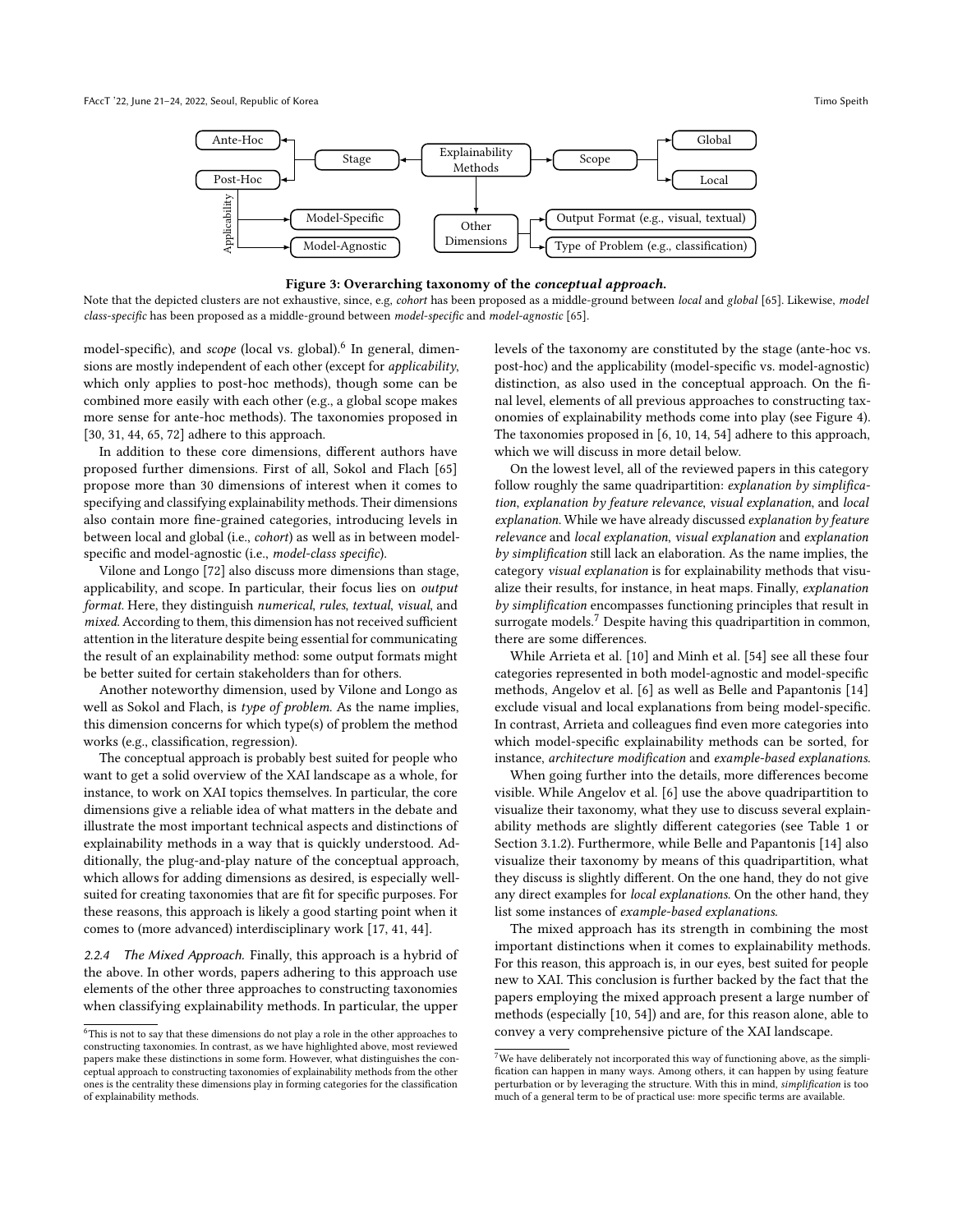**Figure 3: Overarching taxonomy of the *conceptual approach*.**

Note that the depicted clusters are not exhaustive, since, e.g, *cohort* has been proposed as a middle-ground between *local* and *global* [65]. Likewise, *model class-specific* has been proposed as a middle-ground between *model-specific* and *model-agnostic* [65].

model-specific), and *scope* (local vs. global).[6] In general, dimensions are mostly independent of each other (except for *applicability*, which only applies to post-hoc methods), though some can be combined more easily with each other (e.g., a global scope makes more sense for ante-hoc methods). The taxonomies proposed in [30, 31, 44, 65, 72] adhere to this approach.

In addition to these core dimensions, different authors have proposed further dimensions. First of all, Sokol and Flach [65] propose more than 30 dimensions of interest when it comes to specifying and classifying explainability methods. Their dimensions also contain more fine-grained categories, introducing levels in between local and global (i.e., *cohort*) as well as in between model-specific and model-agnostic (i.e., *model-class specific*).

Vilone and Longo [72] also discuss more dimensions than stage, applicability, and scope. In particular, their focus lies on *output format*. Here, they distinguish *numerical*, *rules*, *textual*, *visual*, and *mixed*. According to them, this dimension has not received sufficient attention in the literature despite being essential for communicating the result of an explainability method: some output formats might be better suited for certain stakeholders than for others.

Another noteworthy dimension, used by Vilone and Longo as well as Sokol and Flach, is *type of problem*. As the name implies, this dimension concerns for which type(s) of problem the method works (e.g., classification, regression).

The conceptual approach is probably best suited for people who want to get a solid overview of the XAI landscape as a whole, for instance, to work on XAI topics themselves. In particular, the core dimensions give a reliable idea of what matters in the debate and illustrate the most important technical aspects and distinctions of explainability methods in a way that is quickly understood. Additionally, the plug-and-play nature of the conceptual approach, which allows for adding dimensions as desired, is especially well-suited for creating taxonomies that are fit for specific purposes. For these reasons, this approach is likely a good starting point when it comes to (more advanced) interdisciplinary work [17, 41, 44].

*2.2.4 The Mixed Approach.* Finally, this approach is a hybrid of the above. In other words, papers adhering to this approach use elements of the other three approaches to constructing taxonomies when classifying explainability methods. In particular, the upper levels of the taxonomy are constituted by the stage (ante-hoc vs. post-hoc) and the applicability (model-specific vs. model-agnostic) distinction, as also used in the conceptual approach. On the final level, elements of all previous approaches to constructing taxonomies of explainability methods come into play (see Figure 4). The taxonomies proposed in [6, 10, 14, 54] adhere to this approach, which we will discuss in more detail below.

On the lowest level, all of the reviewed papers in this category follow roughly the same quadripartition: *explanation by simplification*, *explanation by feature relevance*, *visual explanation*, and *local explanation*. While we have already discussed *explanation by feature relevance* and *local explanation*, *visual explanation* and *explanation by simplification* still lack an elaboration. As the name implies, the category *visual explanation* is for explainability methods that visualize their results, for instance, in heat maps. Finally, *explanation by simplification* encompasses functioning principles that result in surrogate models.[7] Despite having this quadripartition in common, there are some differences.

While Arrieta et al. [10] and Minh et al. [54] see all these four categories represented in both model-agnostic and model-specific methods, Angelov et al. [6] as well as Belle and Papantonis [14] exclude visual and local explanations from being model-specific. In contrast, Arrieta and colleagues find even more categories into which model-specific explainability methods can be sorted, for instance, *architecture modification* and *example-based explanations*.

When going further into the details, more differences become visible. While Angelov et al. [6] use the above quadripartition to visualize their taxonomy, what they use to discuss several explainability methods are slightly different categories (see Table 1 or Section 3.1.2). Furthermore, while Belle and Papantonis [14] also visualize their taxonomy by means of this quadripartition, what they discuss is slightly different. On the one hand, they do not give any direct examples for *local explanations*. On the other hand, they list some instances of *example-based explanations*.

The mixed approach has its strength in combining the most important distinctions when it comes to explainability methods. For this reason, this approach is, in our eyes, best suited for people new to XAI. This conclusion is further backed by the fact that the papers employing the mixed approach present a large number of methods (especially [10, 54]) and are, for this reason alone, able to convey a very comprehensive picture of the XAI landscape.

[6] This is not to say that these dimensions do not play a role in the other approaches to constructing taxonomies. In contrast, as we have highlighted above, most reviewed papers make these distinctions in some form. However, what distinguishes the conceptual approach to constructing taxonomies of explainability methods from the other ones is the centrality these dimensions play in forming categories for the classification of explainability methods.

[7] We have deliberately not incorporated this way of functioning above, as the simplification can happen in many ways. Among others, it can happen by using feature perturbation or by leveraging the structure. With this in mind, *simplification* is too much of a general term to be of practical use: more specific terms are available.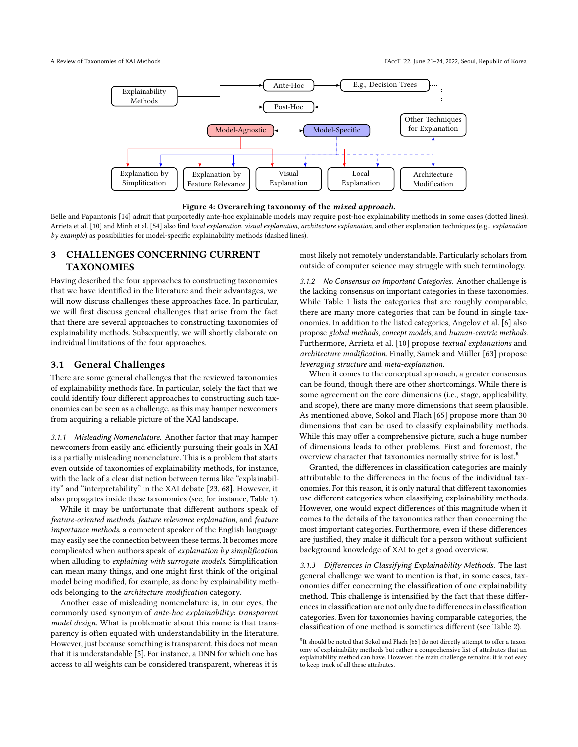Figure 4: Overarching taxonomy of the *mixed approach.*

Belle and Papantonis [14] admit that purportedly ante-hoc explainable models may require post-hoc explainability methods in some cases (dotted lines). Arrieta et al. [10] and Minh et al. [54] also find *local explanation*, *visual explanation*, *architecture explanation*, and other explanation techniques (e.g., *explanation by example*) as possibilities for model-specific explainability methods (dashed lines).

## 3 CHALLENGES CONCERNING CURRENT TAXONOMIES

Having described the four approaches to constructing taxonomies that we have identified in the literature and their advantages, we will now discuss challenges these approaches face. In particular, we will first discuss general challenges that arise from the fact that there are several approaches to constructing taxonomies of explainability methods. Subsequently, we will shortly elaborate on individual limitations of the four approaches.

### 3.1 General Challenges

There are some general challenges that the reviewed taxonomies of explainability methods face. In particular, solely the fact that we could identify four different approaches to constructing such taxonomies can be seen as a challenge, as this may hamper newcomers from acquiring a reliable picture of the XAI landscape.

*3.1.1 Misleading Nomenclature.* Another factor that may hamper newcomers from easily and efficiently pursuing their goals in XAI is a partially misleading nomenclature. This is a problem that starts even outside of taxonomies of explainability methods, for instance, with the lack of a clear distinction between terms like "explainability" and "interpretability" in the XAI debate [23, 68]. However, it also propagates inside these taxonomies (see, for instance, Table 1).

While it may be unfortunate that different authors speak of *feature-oriented methods*, *feature relevance explanation*, and *feature importance methods*, a competent speaker of the English language may easily see the connection between these terms. It becomes more complicated when authors speak of *explanation by simplification* when alluding to *explaining with surrogate models*. Simplification can mean many things, and one might first think of the original model being modified, for example, as done by explainability methods belonging to the *architecture modification* category.

Another case of misleading nomenclature is, in our eyes, the commonly used synonym of *ante-hoc explainability*: *transparent model design*. What is problematic about this name is that transparency is often equated with understandability in the literature. However, just because something is transparent, this does not mean that it is understandable [5]. For instance, a DNN for which one has access to all weights can be considered transparent, whereas it is most likely not remotely understandable. Particularly scholars from outside of computer science may struggle with such terminology.

*3.1.2 No Consensus on Important Categories.* Another challenge is the lacking consensus on important categories in these taxonomies. While Table 1 lists the categories that are roughly comparable, there are many more categories that can be found in single taxonomies. In addition to the listed categories, Angelov et al. [6] also propose *global methods*, *concept models*, and *human-centric methods*. Furthermore, Arrieta et al. [10] propose *textual explanations* and *architecture modification*. Finally, Samek and Müller [63] propose *leveraging structure* and *meta-explanation*.

When it comes to the conceptual approach, a greater consensus can be found, though there are other shortcomings. While there is some agreement on the core dimensions (i.e., stage, applicability, and scope), there are many more dimensions that seem plausible. As mentioned above, Sokol and Flach [65] propose more than 30 dimensions that can be used to classify explainability methods. While this may offer a comprehensive picture, such a huge number of dimensions leads to other problems. First and foremost, the overview character that taxonomies normally strive for is lost.[8]

Granted, the differences in classification categories are mainly attributable to the differences in the focus of the individual taxonomies. For this reason, it is only natural that different taxonomies use different categories when classifying explainability methods. However, one would expect differences of this magnitude when it comes to the details of the taxonomies rather than concerning the most important categories. Furthermore, even if these differences are justified, they make it difficult for a person without sufficient background knowledge of XAI to get a good overview.

*3.1.3 Differences in Classifying Explainability Methods.* The last general challenge we want to mention is that, in some cases, taxonomies differ concerning the classification of one explainability method. This challenge is intensified by the fact that these differences in classification are not only due to differences in classification categories. Even for taxonomies having comparable categories, the classification of one method is sometimes different (see Table 2).

[8] It should be noted that Sokol and Flach [65] do not directly attempt to offer a taxonomy of explainability methods but rather a comprehensive list of attributes that an explainability method can have. However, the main challenge remains: it is not easy to keep track of all these attributes.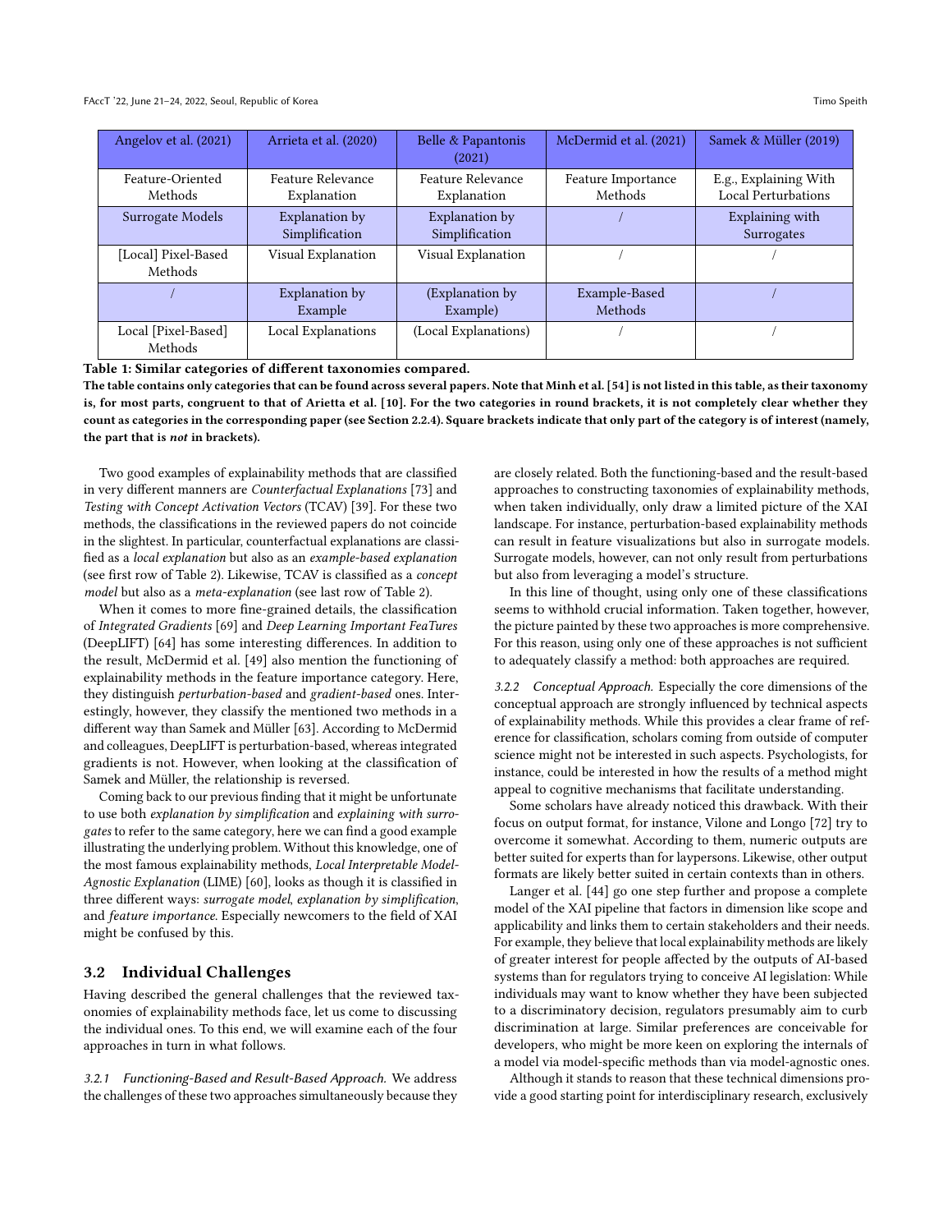| Angelov et al. (2021) | Arrieta et al. (2020) | Belle & Papantonis (2021) | McDermid et al. (2021) | Samek & Müller (2019) |
|---|---|---|---|---|
| Feature-Oriented Methods | Feature Relevance Explanation | Feature Relevance Explanation | Feature Importance Methods | E.g., Explaining With Local Perturbations |
| Surrogate Models | Explanation by Simplification | Explanation by Simplification | / | Explaining with Surrogates |
| [Local] Pixel-Based Methods | Visual Explanation | Visual Explanation | / | / |
| / | Explanation by Example | (Explanation by Example) | Example-Based Methods | / |
| Local [Pixel-Based] Methods | Local Explanations | (Local Explanations) | / | / |

**Table 1: Similar categories of different taxonomies compared.**
**The table contains only categories that can be found across several papers. Note that Minh et al. [54] is not listed in this table, as their taxonomy is, for most parts, congruent to that of Arietta et al. [10]. For the two categories in round brackets, it is not completely clear whether they count as categories in the corresponding paper (see Section 2.2.4). Square brackets indicate that only part of the category is of interest (namely, the part that is *not* in brackets).**

Two good examples of explainability methods that are classified in very different manners are *Counterfactual Explanations* [73] and *Testing with Concept Activation Vectors* (TCAV) [39]. For these two methods, the classifications in the reviewed papers do not coincide in the slightest. In particular, counterfactual explanations are classified as a *local explanation* but also as an *example-based explanation* (see first row of Table 2). Likewise, TCAV is classified as a *concept model* but also as a *meta-explanation* (see last row of Table 2).

When it comes to more fine-grained details, the classification of *Integrated Gradients* [69] and *Deep Learning Important FeaTures* (DeepLIFT) [64] has some interesting differences. In addition to the result, McDermid et al. [49] also mention the functioning of explainability methods in the feature importance category. Here, they distinguish *perturbation-based* and *gradient-based* ones. Interestingly, however, they classify the mentioned two methods in a different way than Samek and Müller [63]. According to McDermid and colleagues, DeepLIFT is perturbation-based, whereas integrated gradients is not. However, when looking at the classification of Samek and Müller, the relationship is reversed.

Coming back to our previous finding that it might be unfortunate to use both *explanation by simplification* and *explaining with surrogates* to refer to the same category, here we can find a good example illustrating the underlying problem. Without this knowledge, one of the most famous explainability methods, *Local Interpretable Model-Agnostic Explanation* (LIME) [60], looks as though it is classified in three different ways: *surrogate model*, *explanation by simplification*, and *feature importance*. Especially newcomers to the field of XAI might be confused by this.

## 3.2 Individual Challenges

Having described the general challenges that the reviewed taxonomies of explainability methods face, let us come to discussing the individual ones. To this end, we will examine each of the four approaches in turn in what follows.

*3.2.1 Functioning-Based and Result-Based Approach.* We address the challenges of these two approaches simultaneously because they are closely related. Both the functioning-based and the result-based approaches to constructing taxonomies of explainability methods, when taken individually, only draw a limited picture of the XAI landscape. For instance, perturbation-based explainability methods can result in feature visualizations but also in surrogate models. Surrogate models, however, can not only result from perturbations but also from leveraging a model's structure.

In this line of thought, using only one of these classifications seems to withhold crucial information. Taken together, however, the picture painted by these two approaches is more comprehensive. For this reason, using only one of these approaches is not sufficient to adequately classify a method: both approaches are required.

*3.2.2 Conceptual Approach.* Especially the core dimensions of the conceptual approach are strongly influenced by technical aspects of explainability methods. While this provides a clear frame of reference for classification, scholars coming from outside of computer science might not be interested in such aspects. Psychologists, for instance, could be interested in how the results of a method might appeal to cognitive mechanisms that facilitate understanding.

Some scholars have already noticed this drawback. With their focus on output format, for instance, Vilone and Longo [72] try to overcome it somewhat. According to them, numeric outputs are better suited for experts than for laypersons. Likewise, other output formats are likely better suited in certain contexts than in others.

Langer et al. [44] go one step further and propose a complete model of the XAI pipeline that factors in dimension like scope and applicability and links them to certain stakeholders and their needs. For example, they believe that local explainability methods are likely of greater interest for people affected by the outputs of AI-based systems than for regulators trying to conceive AI legislation: While individuals may want to know whether they have been subjected to a discriminatory decision, regulators presumably aim to curb discrimination at large. Similar preferences are conceivable for developers, who might be more keen on exploring the internals of a model via model-specific methods than via model-agnostic ones.

Although it stands to reason that these technical dimensions provide a good starting point for interdisciplinary research, exclusively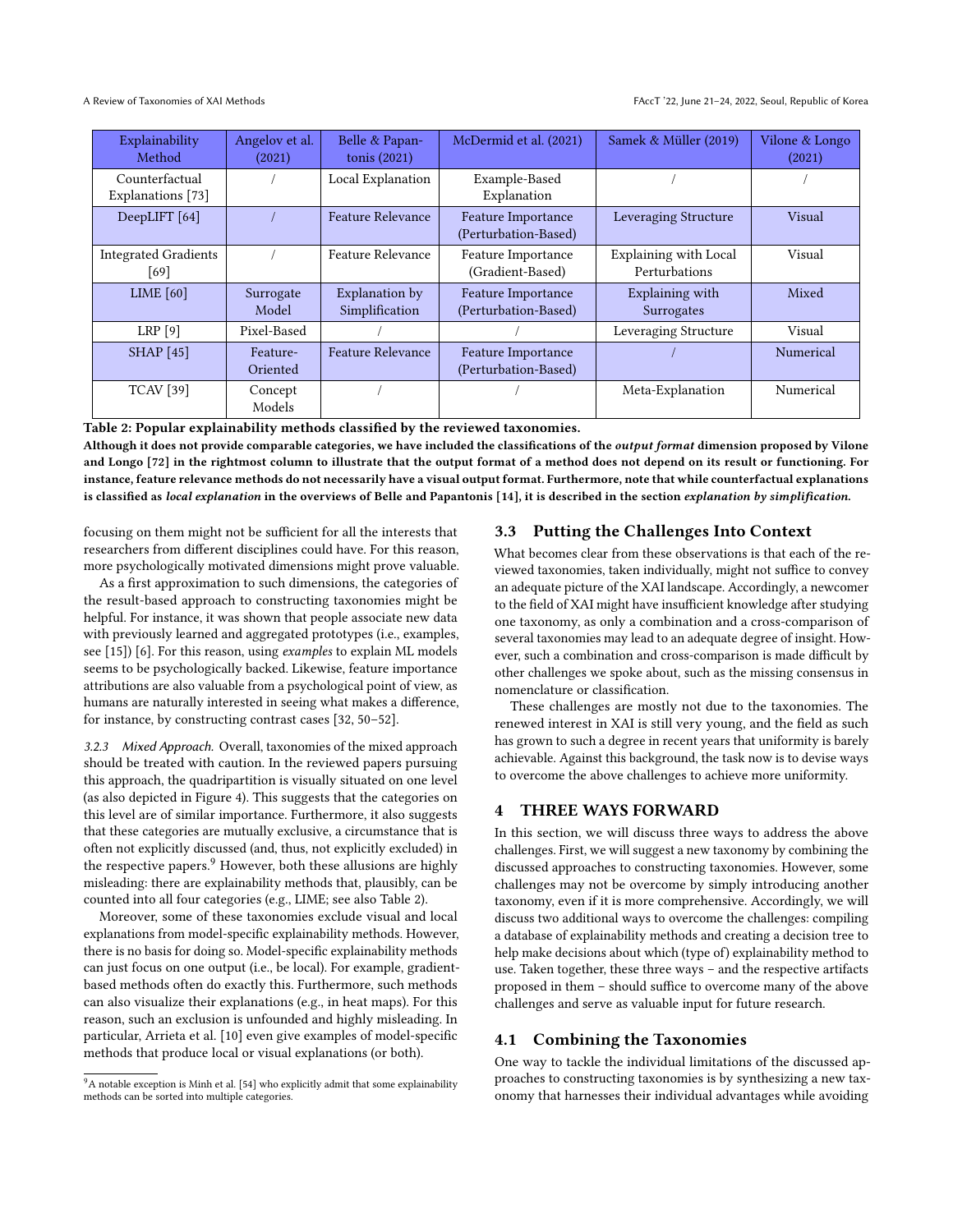| Explainability Method | Angelov et al. (2021) | Belle & Papantonis (2021) | McDermid et al. (2021) | Samek & Müller (2019) | Vilone & Longo (2021) |
|---|---|---|---|---|---|
| Counterfactual Explanations [73] | / | Local Explanation | Example-Based Explanation | / | / |
| DeepLIFT [64] | / | Feature Relevance | Feature Importance (Perturbation-Based) | Leveraging Structure | Visual |
| Integrated Gradients [69] | / | Feature Relevance | Feature Importance (Gradient-Based) | Explaining with Local Perturbations | Visual |
| LIME [60] | Surrogate Model | Explanation by Simplification | Feature Importance (Perturbation-Based) | Explaining with Surrogates | Mixed |
| LRP [9] | Pixel-Based | / | / | Leveraging Structure | Visual |
| SHAP [45] | Feature-Oriented | Feature Relevance | Feature Importance (Perturbation-Based) | / | Numerical |
| TCAV [39] | Concept Models | / | / | Meta-Explanation | Numerical |

**Table 2: Popular explainability methods classified by the reviewed taxonomies.**

**Although it does not provide comparable categories, we have included the classifications of the *output format* dimension proposed by Vilone and Longo [72] in the rightmost column to illustrate that the output format of a method does not depend on its result or functioning. For instance, feature relevance methods do not necessarily have a visual output format. Furthermore, note that while counterfactual explanations is classified as *local explanation* in the overviews of Belle and Papantonis [14], it is described in the section *explanation by simplification*.**

focusing on them might not be sufficient for all the interests that researchers from different disciplines could have. For this reason, more psychologically motivated dimensions might prove valuable.

As a first approximation to such dimensions, the categories of the result-based approach to constructing taxonomies might be helpful. For instance, it was shown that people associate new data with previously learned and aggregated prototypes (i.e., examples, see [15]) [6]. For this reason, using *examples* to explain ML models seems to be psychologically backed. Likewise, feature importance attributions are also valuable from a psychological point of view, as humans are naturally interested in seeing what makes a difference, for instance, by constructing contrast cases [32, 50–52].

*3.2.3 Mixed Approach.* Overall, taxonomies of the mixed approach should be treated with caution. In the reviewed papers pursuing this approach, the quadripartition is visually situated on one level (as also depicted in Figure 4). This suggests that the categories on this level are of similar importance. Furthermore, it also suggests that these categories are mutually exclusive, a circumstance that is often not explicitly discussed (and, thus, not explicitly excluded) in the respective papers.[9] However, both these allusions are highly misleading: there are explainability methods that, plausibly, can be counted into all four categories (e.g., LIME; see also Table 2).

Moreover, some of these taxonomies exclude visual and local explanations from model-specific explainability methods. However, there is no basis for doing so. Model-specific explainability methods can just focus on one output (i.e., be local). For example, gradient-based methods often do exactly this. Furthermore, such methods can also visualize their explanations (e.g., in heat maps). For this reason, such an exclusion is unfounded and highly misleading. In particular, Arrieta et al. [10] even give examples of model-specific methods that produce local or visual explanations (or both).

[9] A notable exception is Minh et al. [54] who explicitly admit that some explainability methods can be sorted into multiple categories.

### 3.3 Putting the Challenges Into Context

What becomes clear from these observations is that each of the reviewed taxonomies, taken individually, might not suffice to convey an adequate picture of the XAI landscape. Accordingly, a newcomer to the field of XAI might have insufficient knowledge after studying one taxonomy, as only a combination and a cross-comparison of several taxonomies may lead to an adequate degree of insight. However, such a combination and cross-comparison is made difficult by other challenges we spoke about, such as the missing consensus in nomenclature or classification.

These challenges are mostly not due to the taxonomies. The renewed interest in XAI is still very young, and the field as such has grown to such a degree in recent years that uniformity is barely achievable. Against this background, the task now is to devise ways to overcome the above challenges to achieve more uniformity.

## 4 THREE WAYS FORWARD

In this section, we will discuss three ways to address the above challenges. First, we will suggest a new taxonomy by combining the discussed approaches to constructing taxonomies. However, some challenges may not be overcome by simply introducing another taxonomy, even if it is more comprehensive. Accordingly, we will discuss two additional ways to overcome the challenges: compiling a database of explainability methods and creating a decision tree to help make decisions about which (type of) explainability method to use. Taken together, these three ways – and the respective artifacts proposed in them – should suffice to overcome many of the above challenges and serve as valuable input for future research.

### 4.1 Combining the Taxonomies

One way to tackle the individual limitations of the discussed approaches to constructing taxonomies is by synthesizing a new taxonomy that harnesses their individual advantages while avoiding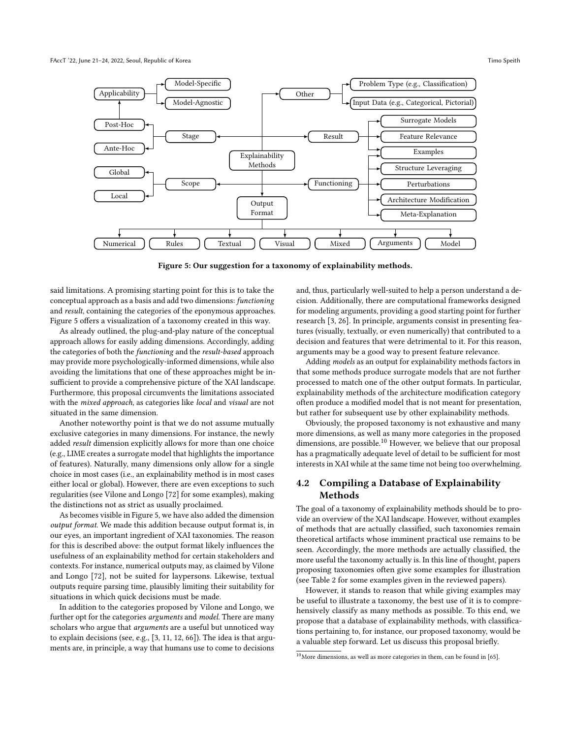Figure 5: Our suggestion for a taxonomy of explainability methods.

said limitations. A promising starting point for this is to take the conceptual approach as a basis and add two dimensions: *functioning* and *result*, containing the categories of the eponymous approaches. Figure 5 offers a visualization of a taxonomy created in this way.

As already outlined, the plug-and-play nature of the conceptual approach allows for easily adding dimensions. Accordingly, adding the categories of both the *functioning* and the *result-based* approach may provide more psychologically-informed dimensions, while also avoiding the limitations that one of these approaches might be insufficient to provide a comprehensive picture of the XAI landscape. Furthermore, this proposal circumvents the limitations associated with the *mixed approach*, as categories like *local* and *visual* are not situated in the same dimension.

Another noteworthy point is that we do not assume mutually exclusive categories in many dimensions. For instance, the newly added *result* dimension explicitly allows for more than one choice (e.g., LIME creates a surrogate model that highlights the importance of features). Naturally, many dimensions only allow for a single choice in most cases (i.e., an explainability method is in most cases either local or global). However, there are even exceptions to such regularities (see Vilone and Longo [72] for some examples), making the distinctions not as strict as usually proclaimed.

As becomes visible in Figure 5, we have also added the dimension *output format*. We made this addition because output format is, in our eyes, an important ingredient of XAI taxonomies. The reason for this is described above: the output format likely influences the usefulness of an explainability method for certain stakeholders and contexts. For instance, numerical outputs may, as claimed by Vilone and Longo [72], not be suited for laypersons. Likewise, textual outputs require parsing time, plausibly limiting their suitability for situations in which quick decisions must be made.

In addition to the categories proposed by Vilone and Longo, we further opt for the categories *arguments* and *model*. There are many scholars who argue that *arguments* are a useful but unnoticed way to explain decisions (see, e.g., [3, 11, 12, 66]). The idea is that arguments are, in principle, a way that humans use to come to decisions and, thus, particularly well-suited to help a person understand a decision. Additionally, there are computational frameworks designed for modeling arguments, providing a good starting point for further research [3, 26]. In principle, arguments consist in presenting features (visually, textually, or even numerically) that contributed to a decision and features that were detrimental to it. For this reason, arguments may be a good way to present feature relevance.

Adding *models* as an output for explainability methods factors in that some methods produce surrogate models that are not further processed to match one of the other output formats. In particular, explainability methods of the architecture modification category often produce a modified model that is not meant for presentation, but rather for subsequent use by other explainability methods.

Obviously, the proposed taxonomy is not exhaustive and many more dimensions, as well as many more categories in the proposed dimensions, are possible.[10] However, we believe that our proposal has a pragmatically adequate level of detail to be sufficient for most interests in XAI while at the same time not being too overwhelming.

## 4.2 Compiling a Database of Explainability Methods

The goal of a taxonomy of explainability methods should be to provide an overview of the XAI landscape. However, without examples of methods that are actually classified, such taxonomies remain theoretical artifacts whose imminent practical use remains to be seen. Accordingly, the more methods are actually classified, the more useful the taxonomy actually is. In this line of thought, papers proposing taxonomies often give some examples for illustration (see Table 2 for some examples given in the reviewed papers).

However, it stands to reason that while giving examples may be useful to illustrate a taxonomy, the best use of it is to comprehensively classify as many methods as possible. To this end, we propose that a database of explainability methods, with classifications pertaining to, for instance, our proposed taxonomy, would be a valuable step forward. Let us discuss this proposal briefly.

[10] More dimensions, as well as more categories in them, can be found in [65].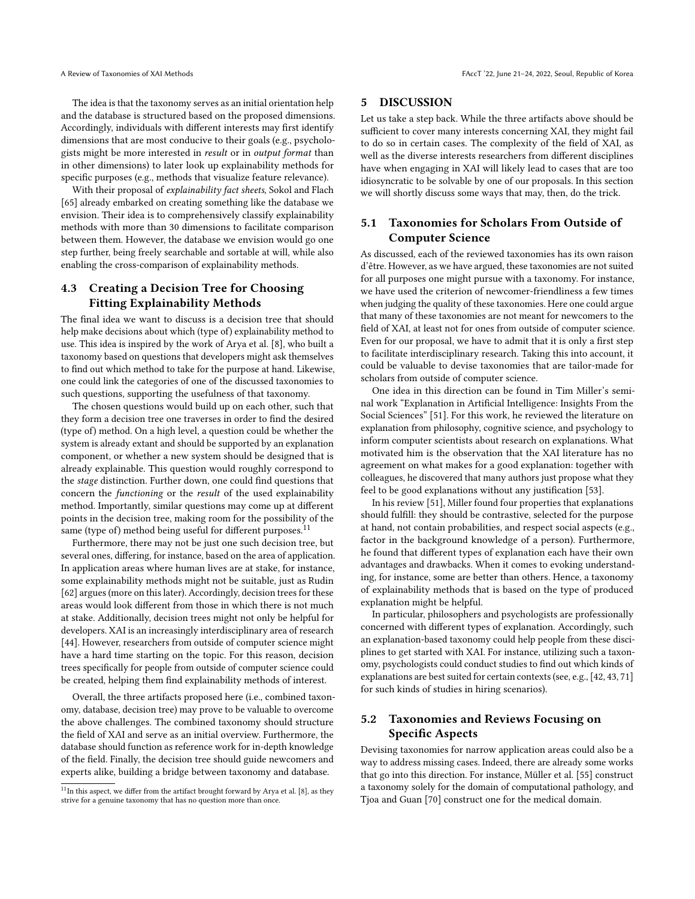The idea is that the taxonomy serves as an initial orientation help and the database is structured based on the proposed dimensions. Accordingly, individuals with different interests may first identify dimensions that are most conducive to their goals (e.g., psychologists might be more interested in *result* or in *output format* than in other dimensions) to later look up explainability methods for specific purposes (e.g., methods that visualize feature relevance).

With their proposal of *explainability fact sheets*, Sokol and Flach [65] already embarked on creating something like the database we envision. Their idea is to comprehensively classify explainability methods with more than 30 dimensions to facilitate comparison between them. However, the database we envision would go one step further, being freely searchable and sortable at will, while also enabling the cross-comparison of explainability methods.

### 4.3 Creating a Decision Tree for Choosing Fitting Explainability Methods

The final idea we want to discuss is a decision tree that should help make decisions about which (type of) explainability method to use. This idea is inspired by the work of Arya et al. [8], who built a taxonomy based on questions that developers might ask themselves to find out which method to take for the purpose at hand. Likewise, one could link the categories of one of the discussed taxonomies to such questions, supporting the usefulness of that taxonomy.

The chosen questions would build up on each other, such that they form a decision tree one traverses in order to find the desired (type of) method. On a high level, a question could be whether the system is already extant and should be supported by an explanation component, or whether a new system should be designed that is already explainable. This question would roughly correspond to the *stage* distinction. Further down, one could find questions that concern the *functioning* or the *result* of the used explainability method. Importantly, similar questions may come up at different points in the decision tree, making room for the possibility of the same (type of) method being useful for different purposes.[11]

Furthermore, there may not be just one such decision tree, but several ones, differing, for instance, based on the area of application. In application areas where human lives are at stake, for instance, some explainability methods might not be suitable, just as Rudin [62] argues (more on this later). Accordingly, decision trees for these areas would look different from those in which there is not much at stake. Additionally, decision trees might not only be helpful for developers. XAI is an increasingly interdisciplinary area of research [44]. However, researchers from outside of computer science might have a hard time starting on the topic. For this reason, decision trees specifically for people from outside of computer science could be created, helping them find explainability methods of interest.

Overall, the three artifacts proposed here (i.e., combined taxonomy, database, decision tree) may prove to be valuable to overcome the above challenges. The combined taxonomy should structure the field of XAI and serve as an initial overview. Furthermore, the database should function as reference work for in-depth knowledge of the field. Finally, the decision tree should guide newcomers and experts alike, building a bridge between taxonomy and database.

[11]In this aspect, we differ from the artifact brought forward by Arya et al. [8], as they strive for a genuine taxonomy that has no question more than once.

## 5 DISCUSSION

Let us take a step back. While the three artifacts above should be sufficient to cover many interests concerning XAI, they might fail to do so in certain cases. The complexity of the field of XAI, as well as the diverse interests researchers from different disciplines have when engaging in XAI will likely lead to cases that are too idiosyncratic to be solvable by one of our proposals. In this section we will shortly discuss some ways that may, then, do the trick.

### 5.1 Taxonomies for Scholars From Outside of Computer Science

As discussed, each of the reviewed taxonomies has its own raison d'être. However, as we have argued, these taxonomies are not suited for all purposes one might pursue with a taxonomy. For instance, we have used the criterion of newcomer-friendliness a few times when judging the quality of these taxonomies. Here one could argue that many of these taxonomies are not meant for newcomers to the field of XAI, at least not for ones from outside of computer science. Even for our proposal, we have to admit that it is only a first step to facilitate interdisciplinary research. Taking this into account, it could be valuable to devise taxonomies that are tailor-made for scholars from outside of computer science.

One idea in this direction can be found in Tim Miller's seminal work "Explanation in Artificial Intelligence: Insights From the Social Sciences" [51]. For this work, he reviewed the literature on explanation from philosophy, cognitive science, and psychology to inform computer scientists about research on explanations. What motivated him is the observation that the XAI literature has no agreement on what makes for a good explanation: together with colleagues, he discovered that many authors just propose what they feel to be good explanations without any justification [53].

In his review [51], Miller found four properties that explanations should fulfill: they should be contrastive, selected for the purpose at hand, not contain probabilities, and respect social aspects (e.g., factor in the background knowledge of a person). Furthermore, he found that different types of explanation each have their own advantages and drawbacks. When it comes to evoking understanding, for instance, some are better than others. Hence, a taxonomy of explainability methods that is based on the type of produced explanation might be helpful.

In particular, philosophers and psychologists are professionally concerned with different types of explanation. Accordingly, such an explanation-based taxonomy could help people from these disciplines to get started with XAI. For instance, utilizing such a taxonomy, psychologists could conduct studies to find out which kinds of explanations are best suited for certain contexts (see, e.g., [42, 43, 71] for such kinds of studies in hiring scenarios).

### 5.2 Taxonomies and Reviews Focusing on Specific Aspects

Devising taxonomies for narrow application areas could also be a way to address missing cases. Indeed, there are already some works that go into this direction. For instance, Müller et al. [55] construct a taxonomy solely for the domain of computational pathology, and Tjoa and Guan [70] construct one for the medical domain.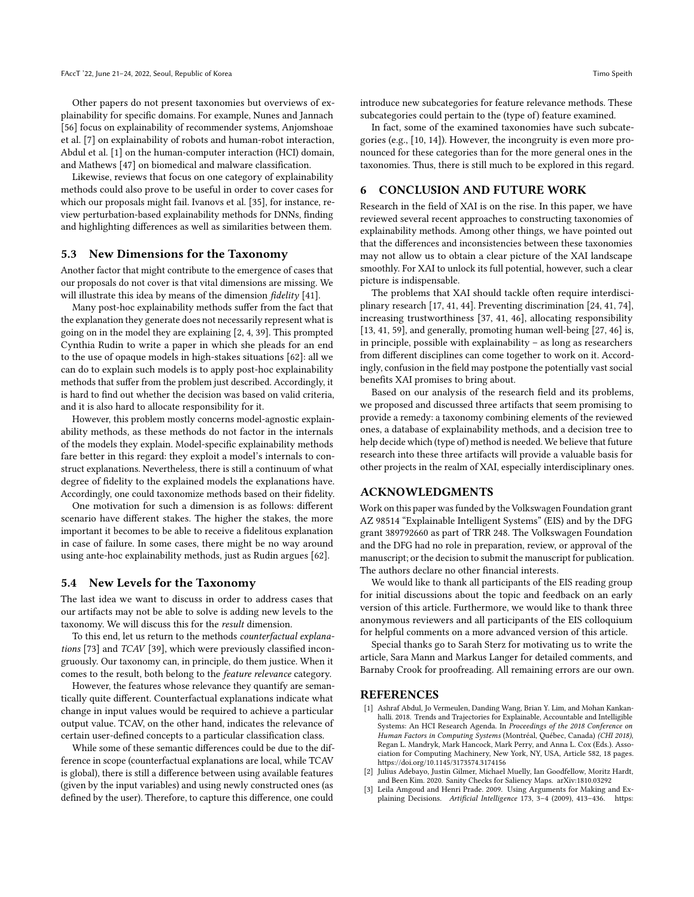Other papers do not present taxonomies but overviews of explainability for specific domains. For example, Nunes and Jannach [56] focus on explainability of recommender systems, Anjomshoae et al. [7] on explainability of robots and human-robot interaction, Abdul et al. [1] on the human-computer interaction (HCI) domain, and Mathews [47] on biomedical and malware classification.

Likewise, reviews that focus on one category of explainability methods could also prove to be useful in order to cover cases for which our proposals might fail. Ivanovs et al. [35], for instance, review perturbation-based explainability methods for DNNs, finding and highlighting differences as well as similarities between them.

### 5.3 New Dimensions for the Taxonomy

Another factor that might contribute to the emergence of cases that our proposals do not cover is that vital dimensions are missing. We will illustrate this idea by means of the dimension *fidelity* [41].

Many post-hoc explainability methods suffer from the fact that the explanation they generate does not necessarily represent what is going on in the model they are explaining [2, 4, 39]. This prompted Cynthia Rudin to write a paper in which she pleads for an end to the use of opaque models in high-stakes situations [62]: all we can do to explain such models is to apply post-hoc explainability methods that suffer from the problem just described. Accordingly, it is hard to find out whether the decision was based on valid criteria, and it is also hard to allocate responsibility for it.

However, this problem mostly concerns model-agnostic explainability methods, as these methods do not factor in the internals of the models they explain. Model-specific explainability methods fare better in this regard: they exploit a model's internals to construct explanations. Nevertheless, there is still a continuum of what degree of fidelity to the explained models the explanations have. Accordingly, one could taxonomize methods based on their fidelity.

One motivation for such a dimension is as follows: different scenario have different stakes. The higher the stakes, the more important it becomes to be able to receive a fidelitous explanation in case of failure. In some cases, there might be no way around using ante-hoc explainability methods, just as Rudin argues [62].

### 5.4 New Levels for the Taxonomy

The last idea we want to discuss in order to address cases that our artifacts may not be able to solve is adding new levels to the taxonomy. We will discuss this for the *result* dimension.

To this end, let us return to the methods *counterfactual explanations* [73] and *TCAV* [39], which were previously classified incongruously. Our taxonomy can, in principle, do them justice. When it comes to the result, both belong to the *feature relevance* category.

However, the features whose relevance they quantify are semantically quite different. Counterfactual explanations indicate what change in input values would be required to achieve a particular output value. TCAV, on the other hand, indicates the relevance of certain user-defined concepts to a particular classification class.

While some of these semantic differences could be due to the difference in scope (counterfactual explanations are local, while TCAV is global), there is still a difference between using available features (given by the input variables) and using newly constructed ones (as defined by the user). Therefore, to capture this difference, one could introduce new subcategories for feature relevance methods. These subcategories could pertain to the (type of) feature examined.

In fact, some of the examined taxonomies have such subcategories (e.g., [10, 14]). However, the incongruity is even more pronounced for these categories than for the more general ones in the taxonomies. Thus, there is still much to be explored in this regard.

## 6 CONCLUSION AND FUTURE WORK

Research in the field of XAI is on the rise. In this paper, we have reviewed several recent approaches to constructing taxonomies of explainability methods. Among other things, we have pointed out that the differences and inconsistencies between these taxonomies may not allow us to obtain a clear picture of the XAI landscape smoothly. For XAI to unlock its full potential, however, such a clear picture is indispensable.

The problems that XAI should tackle often require interdisciplinary research [17, 41, 44]. Preventing discrimination [24, 41, 74], increasing trustworthiness [37, 41, 46], allocating responsibility [13, 41, 59], and generally, promoting human well-being [27, 46] is, in principle, possible with explainability – as long as researchers from different disciplines can come together to work on it. Accordingly, confusion in the field may postpone the potentially vast social benefits XAI promises to bring about.

Based on our analysis of the research field and its problems, we proposed and discussed three artifacts that seem promising to provide a remedy: a taxonomy combining elements of the reviewed ones, a database of explainability methods, and a decision tree to help decide which (type of) method is needed. We believe that future research into these three artifacts will provide a valuable basis for other projects in the realm of XAI, especially interdisciplinary ones.

## ACKNOWLEDGMENTS

Work on this paper was funded by the Volkswagen Foundation grant AZ 98514 "Explainable Intelligent Systems" (EIS) and by the DFG grant 389792660 as part of TRR 248. The Volkswagen Foundation and the DFG had no role in preparation, review, or approval of the manuscript; or the decision to submit the manuscript for publication. The authors declare no other financial interests.

We would like to thank all participants of the EIS reading group for initial discussions about the topic and feedback on an early version of this article. Furthermore, we would like to thank three anonymous reviewers and all participants of the EIS colloquium for helpful comments on a more advanced version of this article.

Special thanks go to Sarah Sterz for motivating us to write the article, Sara Mann and Markus Langer for detailed comments, and Barnaby Crook for proofreading. All remaining errors are our own.

## REFERENCES

- [1] Ashraf Abdul, Jo Vermeulen, Danding Wang, Brian Y. Lim, and Mohan Kankanhalli. 2018. Trends and Trajectories for Explainable, Accountable and Intelligible Systems: An HCI Research Agenda. In *Proceedings of the 2018 Conference on Human Factors in Computing Systems* (Montréal, Québec, Canada) *(CHI 2018)*, Regan L. Mandryk, Mark Hancock, Mark Perry, and Anna L. Cox (Eds.). Association for Computing Machinery, New York, NY, USA, Article 582, 18 pages. https://doi.org/10.1145/3173574.3174156
- [2] Julius Adebayo, Justin Gilmer, Michael Muelly, Ian Goodfellow, Moritz Hardt, and Been Kim. 2020. Sanity Checks for Saliency Maps. arXiv:1810.03292
- [3] Leila Amgoud and Henri Prade. 2009. Using Arguments for Making and Explaining Decisions. *Artificial Intelligence* 173, 3–4 (2009), 413–436. https: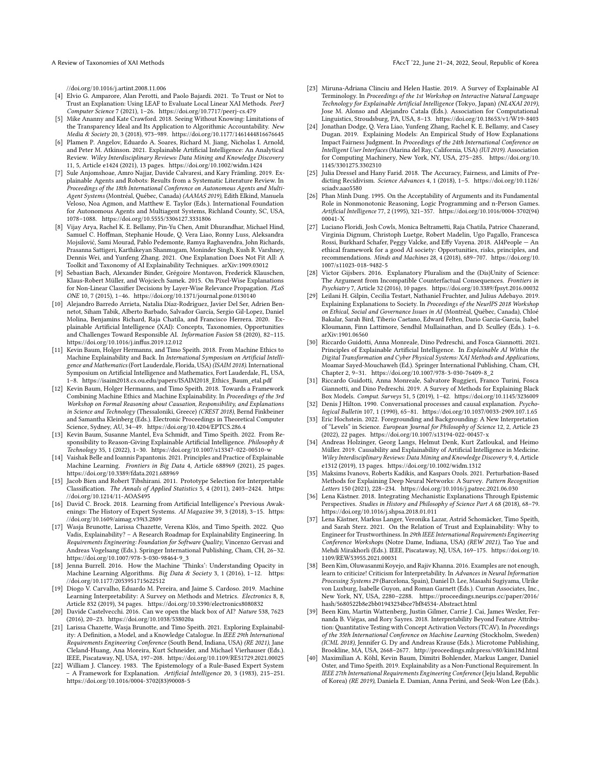//doi.org/10.1016/j.artint.2008.11.006

- [4] Elvio G. Amparore, Alan Perotti, and Paolo Bajardi. 2021. To Trust or Not to Trust an Explanation: Using LEAF to Evaluate Local Linear XAI Methods. *PeerJ Computer Science* 7 (2021), 1–26. https://doi.org/10.7717/peerj-cs.479
- [5] Mike Ananny and Kate Crawford. 2018. Seeing Without Knowing: Limitations of the Transparency Ideal and Its Application to Algorithmic Accountability. *New Media & Society* 20, 3 (2018), 973–989. https://doi.org/10.1177/1461444816676645
- [6] Plamen P. Angelov, Eduardo A. Soares, Richard M. Jiang, Nicholas I. Arnold, and Peter M. Atkinson. 2021. Explainable Artificial Intelligence: An Analytical Review. *Wiley Interdisciplinary Reviews: Data Mining and Knowledge Discovery* 11, 5, Article e1424 (2021), 13 pages. https://doi.org/10.1002/widm.1424
- [7] Sule Anjomshoae, Amro Najjar, Davide Calvaresi, and Kary Främling. 2019. Explainable Agents and Robots: Results from a Systematic Literature Review. In *Proceedings of the 18th International Conference on Autonomous Agents and Multi-Agent Systems* (Montréal, Québec, Canada) *(AAMAS 2019)*, Edith Elkind, Manuela Veloso, Noa Agmon, and Matthew E. Taylor (Eds.). International Foundation for Autonomous Agents and Multiagent Systems, Richland County, SC, USA, 1078–1088. https://doi.org/10.5555/3306127.3331806
- [8] Vijay Arya, Rachel K. E. Bellamy, Pin-Yu Chen, Amit Dhurandhar, Michael Hind, Samuel C. Hoffman, Stephanie Houde, Q. Vera Liao, Ronny Luss, Aleksandra Mojsilović, Sami Mourad, Pablo Pedemonte, Ramya Raghavendra, John Richards, Prasanna Sattigeri, Karthikeyan Shanmugam, Moninder Singh, Kush R. Varshney, Dennis Wei, and Yunfeng Zhang. 2021. One Explanation Does Not Fit All: A Toolkit and Taxonomy of AI Explainability Techniques. arXiv:1909.03012
- [9] Sebastian Bach, Alexander Binder, Grégoire Montavon, Frederick Klauschen, Klaus-Robert Müller, and Wojciech Samek. 2015. On Pixel-Wise Explanations for Non-Linear Classifier Decisions by Layer-Wise Relevance Propagation. *PLoS ONE* 10, 7 (2015), 1–46. https://doi.org/10.1371/journal.pone.0130140
- [10] Alejandro Barredo Arrieta, Natalia Díaz-Rodríguez, Javier Del Ser, Adrien Bennetot, Siham Tabik, Alberto Barbado, Salvador García, Sergio Gil-Lopez, Daniel Molina, Benjamins Richard, Raja Chatila, and Francisco Herrera. 2020. Explainable Artificial Intelligence (XAI): Concepts, Taxonomies, Opportunities and Challenges Toward Responsible AI. *Information Fusion* 58 (2020), 82–115. https://doi.org/10.1016/j.inffus.2019.12.012
- [11] Kevin Baum, Holger Hermanns, and Timo Speith. 2018. From Machine Ethics to Machine Explainability and Back. In *International Symposium on Artificial Intelligence and Mathematics* (Fort Lauderdale, Florida, USA) *(ISAIM 2018)*. International Symposium on Artificial Intelligence and Mathematics, Fort Lauderdale, FL, USA, 1–8. https://isaim2018.cs.ou.edu/papers/ISAIM2018_Ethics_Baum_etal.pdf
- [12] Kevin Baum, Holger Hermanns, and Timo Speith. 2018. Towards a Framework Combining Machine Ethics and Machine Explainability. In *Proceedings of the 3rd Workshop on Formal Reasoning about Causation, Responsibility, and Explanations in Science and Technology* (Thessaloniki, Greece) *(CREST 2018)*, Bernd Finkbeiner and Samantha Kleinberg (Eds.). Electronic Proceedings in Theoretical Computer Science, Sydney, AU, 34–49. https://doi.org/10.4204/EPTCS.286.4
- [13] Kevin Baum, Susanne Mantel, Eva Schmidt, and Timo Speith. 2022. From Responsibility to Reason-Giving Explainable Artificial Intelligence. *Philosophy & Technology* 35, 1 (2022), 1–30. https://doi.org/10.1007/s13347-022-00510-w
- [14] Vaishak Belle and Ioannis Papantonis. 2021. Principles and Practice of Explainable Machine Learning. *Frontiers in Big Data* 4, Article 688969 (2021), 25 pages. https://doi.org/10.3389/fdata.2021.688969
- [15] Jacob Bien and Robert Tibshirani. 2011. Prototype Selection for Interpretable Classification. *The Annals of Applied Statistics* 5, 4 (2011), 2403–2424. https://doi.org/10.1214/11-AOAS495
- [16] David C. Brock. 2018. Learning from Artificial Intelligence's Previous Awakenings: The History of Expert Systems. *AI Magazine* 39, 3 (2018), 3–15. https://doi.org/10.1609/aimag.v39i3.2809
- [17] Wasja Brunotte, Larissa Chazette, Verena Klös, and Timo Speith. 2022. Quo Vadis, Explainability? – A Research Roadmap for Explainability Engineering. In *Requirements Engineering: Foundation for Software Quality*, Vincenzo Gervasi and Andreas Vogelsang (Eds.). Springer International Publishing, Cham, CH, 26–32. https://doi.org/10.1007/978-3-030-98464-9_3
- [18] Jenna Burrell. 2016. How the Machine 'Thinks': Understanding Opacity in Machine Learning Algorithms. *Big Data & Society* 3, 1 (2016), 1–12. https://doi.org/10.1177/2053951715622512
- [19] Diogo V. Carvalho, Eduardo M. Pereira, and Jaime S. Cardoso. 2019. Machine Learning Interpretability: A Survey on Methods and Metrics. *Electronics* 8, 8, Article 832 (2019), 34 pages. https://doi.org/10.3390/electronics8080832
- [20] Davide Castelvecchi. 2016. Can we open the black box of AI? *Nature* 538, 7623 (2016), 20–23. https://doi.org/10.1038/538020a
- [21] Larissa Chazette, Wasja Brunotte, and Timo Speith. 2021. Exploring Explainability: A Definition, a Model, and a Knowledge Catalogue. In *IEEE 29th International Requirements Engineering Conference* (South Bend, Indiana, USA) *(RE 2021)*, Jane Cleland-Huang, Ana Moreira, Kurt Schneider, and Michael Vierhauser (Eds.). IEEE, Piscataway, NJ, USA, 197–208. https://doi.org/10.1109/RE51729.2021.00025
- [22] William J. Clancey. 1983. The Epistemology of a Rule-Based Expert System – A Framework for Explanation. *Artificial Intelligence* 20, 3 (1983), 215–251. https://doi.org/10.1016/0004-3702(83)90008-5
- [23] Miruna-Adriana Clinciu and Helen Hastie. 2019. A Survey of Explainable AI Terminology. In *Proceedings of the 1st Workshop on Interactive Natural Language Technology for Explainable Artificial Intelligence* (Tokyo, Japan) *(NL4XAI 2019)*, Jose M. Alonso and Alejandro Catala (Eds.). Association for Computational Linguistics, Stroudsburg, PA, USA, 8–13. https://doi.org/10.18653/v1/W19-8403
- [24] Jonathan Dodge, Q. Vera Liao, Yunfeng Zhang, Rachel K. E. Bellamy, and Casey Dugan. 2019. Explaining Models: An Empirical Study of How Explanations Impact Fairness Judgment. In *Proceedings of the 24th International Conference on Intelligent User Interfaces* (Marina del Ray, California, USA) *(IUI 2019)*. Association for Computing Machinery, New York, NY, USA, 275–285. https://doi.org/10.1145/3301275.3302310
- [25] Julia Dressel and Hany Farid. 2018. The Accuracy, Fairness, and Limits of Predicting Recidivism. *Science Advances* 4, 1 (2018), 1–5. https://doi.org/10.1126/sciadv.aao5580
- [26] Phan Minh Dung. 1995. On the Acceptability of Arguments and its Fundamental Role in Nonmonotonic Reasoning, Logic Programming and n-Person Games. *Artificial Intelligence* 77, 2 (1995), 321–357. https://doi.org/10.1016/0004-3702(94)00041-X
- [27] Luciano Floridi, Josh Cowls, Monica Beltrametti, Raja Chatila, Patrice Chazerand, Virginia Dignum, Christoph Luetge, Robert Madelin, Ugo Pagallo, Francesca Rossi, Burkhard Schafer, Peggy Valcke, and Effy Vayena. 2018. AI4People — An ethical framework for a good AI society: Opportunities, risks, principles, and recommendations. *Minds and Machines* 28, 4 (2018), 689–707. https://doi.org/10.1007/s11023-018-9482-5
- [28] Victor Gijsbers. 2016. Explanatory Pluralism and the (Dis)Unity of Science: The Argument from Incompatible Counterfactual Consequences. *Frontiers in Psychiatry* 7, Article 32 (2016), 10 pages. https://doi.org/10.3389/fpsyt.2016.00032
- [29] Leilani H. Gilpin, Cecilia Testart, Nathaniel Fruchter, and Julius Adebayo. 2019. Explaining Explanations to Society. In *Proceedings of the NeurIPS 2018 Workshop on Ethical, Social and Governance Issues in AI* (Montréal, Québec, Canada), Chloé Bakalar, Sarah Bird, Tiberio Caetano, Edward Felten, Dario Garcia-Garcia, Isabel Kloumann, Finn Lattimore, Sendhil Mullainathan, and D. Sculley (Eds.). 1–6. arXiv:1901.06560
- [30] Riccardo Guidotti, Anna Monreale, Dino Pedreschi, and Fosca Giannotti. 2021. Principles of Explainable Artificial Intelligence. In *Explainable AI Within the Digital Transformation and Cyber Physical Systems: XAI Methods and Applications*, Moamar Sayed-Mouchaweh (Ed.). Springer International Publishing, Cham, CH, Chapter 2, 9–31. https://doi.org/10.1007/978-3-030-76409-8_2
- [31] Riccardo Guidotti, Anna Monreale, Salvatore Ruggieri, Franco Turini, Fosca Giannotti, and Dino Pedreschi. 2019. A Survey of Methods for Explaining Black Box Models. *Comput. Surveys* 51, 5 (2019), 1–42. https://doi.org/10.1145/3236009
- [32] Denis J Hilton. 1990. Conversational processes and causal explanation. *Psychological Bulletin* 107, 1 (1990), 65–81. https://doi.org/10.1037/0033-2909.107.1.65
- [33] Eric Hochstein. 2022. Foregrounding and Backgrounding: A New Interpretation of "Levels" in Science. *European Journal for Philosophy of Science* 12, 2, Article 23 (2022), 22 pages. https://doi.org/10.1007/s13194-022-00457-x
- [34] Andreas Holzinger, Georg Langs, Helmut Denk, Kurt Zatloukal, and Heimo Müller. 2019. Causability and Explainability of Artificial Intelligence in Medicine. *Wiley Interdisciplinary Reviews: Data Mining and Knowledge Discovery* 9, 4, Article e1312 (2019), 13 pages. https://doi.org/10.1002/widm.1312
- [35] Maksims Ivanovs, Roberts Kadikis, and Kaspars Ozols. 2021. Perturbation-Based Methods for Explaining Deep Neural Networks: A Survey. *Pattern Recognition Letters* 150 (2021), 228–234. https://doi.org/10.1016/j.patrec.2021.06.030
- [36] Lena Kästner. 2018. Integrating Mechanistic Explanations Through Epistemic Perspectives. *Studies in History and Philosophy of Science Part A* 68 (2018), 68–79. https://doi.org/10.1016/j.shpsa.2018.01.011
- [37] Lena Kästner, Markus Langer, Veronika Lazar, Astrid Schomäcker, Timo Speith, and Sarah Sterz. 2021. On the Relation of Trust and Explainability: Why to Engineer for Trustworthiness. In *29th IEEE International Requirements Engineering Conference Workshops* (Notre Dame, Indiana, USA) *(REW 2021)*, Tao Yue and Mehdi Mirakhorli (Eds.). IEEE, Piscataway, NJ, USA, 169–175. https://doi.org/10.1109/REW53955.2021.00031
- [38] Been Kim, Oluwasanmi Koyejo, and Rajiv Khanna. 2016. Examples are not enough, learn to criticize! Criticism for Interpretability. In *Advances in Neural Information Processing Systems 29* (Barcelona, Spain), Daniel D. Lee, Masashi Sugiyama, Ulrike von Luxburg, Isabelle Guyon, and Roman Garnett (Eds.). Curran Associates, Inc., New York, NY, USA, 2280–2288. https://proceedings.neurips.cc/paper/2016/hash/5680522b8e2bb01943234bce7bf84534-Abstract.html
- [39] Been Kim, Martin Wattenberg, Justin Gilmer, Carrie J. Cai, James Wexler, Fernanda B. Viégas, and Rory Sayres. 2018. Interpretability Beyond Feature Attribution: Quantitative Testing with Concept Activation Vectors (TCAV). In *Proceedings of the 35th International Conference on Machine Learning* (Stockholm, Sweden) *(ICML 2018)*, Jennifer G. Dy and Andreas Krause (Eds.). Microtome Publishing, Brookline, MA, USA, 2668–2677. http://proceedings.mlr.press/v80/kim18d.html
- [40] Maximilian A. Köhl, Kevin Baum, Dimitri Bohlender, Markus Langer, Daniel Oster, and Timo Speith. 2019. Explainability as a Non-Functional Requirement. In *IEEE 27th International Requirements Engineering Conference* (Jeju Island, Republic of Korea) *(RE 2019)*, Daniela E. Damian, Anna Perini, and Seok-Won Lee (Eds.).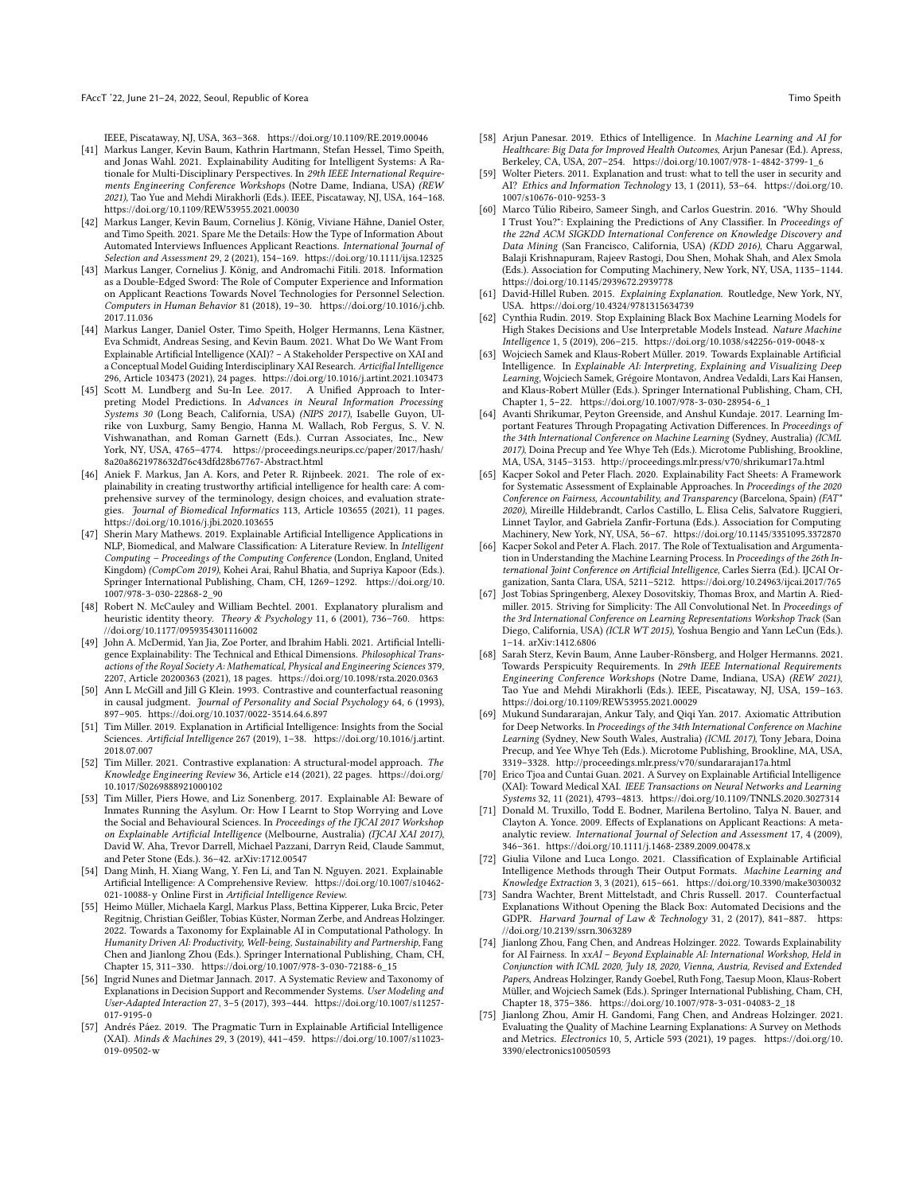IEEE, Piscataway, NJ, USA, 363–368. https://doi.org/10.1109/RE.2019.00046

[41] Markus Langer, Kevin Baum, Kathrin Hartmann, Stefan Hessel, Timo Speith, and Jonas Wahl. 2021. Explainability Auditing for Intelligent Systems: A Rationale for Multi-Disciplinary Perspectives. In *29th IEEE International Requirements Engineering Conference Workshops* (Notre Dame, Indiana, USA) *(REW 2021)*, Tao Yue and Mehdi Mirakhorli (Eds.). IEEE, Piscataway, NJ, USA, 164–168. https://doi.org/10.1109/REW53955.2021.00030

[42] Markus Langer, Kevin Baum, Cornelius J. König, Viviane Hähne, Daniel Oster, and Timo Speith. 2021. Spare Me the Details: How the Type of Information About Automated Interviews Influences Applicant Reactions. *International Journal of Selection and Assessment* 29, 2 (2021), 154–169. https://doi.org/10.1111/ijsa.12325

[43] Markus Langer, Cornelius J. König, and Andromachi Fitili. 2018. Information as a Double-Edged Sword: The Role of Computer Experience and Information on Applicant Reactions Towards Novel Technologies for Personnel Selection. *Computers in Human Behavior* 81 (2018), 19–30. https://doi.org/10.1016/j.chb.2017.11.036

[44] Markus Langer, Daniel Oster, Timo Speith, Holger Hermanns, Lena Kästner, Eva Schmidt, Andreas Sesing, and Kevin Baum. 2021. What Do We Want From Explainable Artificial Intelligence (XAI)? – A Stakeholder Perspective on XAI and a Conceptual Model Guiding Interdisciplinary XAI Research. *Artificial Intelligence* 296, Article 103473 (2021), 24 pages. https://doi.org/10.1016/j.artint.2021.103473

[45] Scott M. Lundberg and Su-In Lee. 2017. A Unified Approach to Interpreting Model Predictions. In *Advances in Neural Information Processing Systems 30* (Long Beach, California, USA) *(NIPS 2017)*, Isabelle Guyon, Ulrike von Luxburg, Samy Bengio, Hanna M. Wallach, Rob Fergus, S. V. N. Vishwanathan, and Roman Garnett (Eds.). Curran Associates, Inc., New York, NY, USA, 4765–4774. https://proceedings.neurips.cc/paper/2017/hash/8a20a8621978632d76c43dfd28b67767-Abstract.html

[46] Aniek F. Markus, Jan A. Kors, and Peter R. Rijnbeek. 2021. The role of explainability in creating trustworthy artificial intelligence for health care: A comprehensive survey of the terminology, design choices, and evaluation strategies. *Journal of Biomedical Informatics* 113, Article 103655 (2021), 11 pages. https://doi.org/10.1016/j.jbi.2020.103655

[47] Sherin Mary Mathews. 2019. Explainable Artificial Intelligence Applications in NLP, Biomedical, and Malware Classification: A Literature Review. In *Intelligent Computing – Proceedings of the Computing Conference* (London, England, United Kingdom) *(CompCom 2019)*, Kohei Arai, Rahul Bhatia, and Supriya Kapoor (Eds.). Springer International Publishing, Cham, CH, 1269–1292. https://doi.org/10.1007/978-3-030-22868-2_90

[48] Robert N. McCauley and William Bechtel. 2001. Explanatory pluralism and heuristic identity theory. *Theory & Psychology* 11, 6 (2001), 736–760. https://doi.org/10.1177/0959354301116002

[49] John A. McDermid, Yan Jia, Zoe Porter, and Ibrahim Habli. 2021. Artificial Intelligence Explainability: The Technical and Ethical Dimensions. *Philosophical Transactions of the Royal Society A: Mathematical, Physical and Engineering Sciences* 379, 2207, Article 20200363 (2021), 18 pages. https://doi.org/10.1098/rsta.2020.0363

[50] Ann L McGill and Jill G Klein. 1993. Contrastive and counterfactual reasoning in causal judgment. *Journal of Personality and Social Psychology* 64, 6 (1993), 897–905. https://doi.org/10.1037/0022-3514.64.6.897

[51] Tim Miller. 2019. Explanation in Artificial Intelligence: Insights from the Social Sciences. *Artificial Intelligence* 267 (2019), 1–38. https://doi.org/10.1016/j.artint.2018.07.007

[52] Tim Miller. 2021. Contrastive explanation: A structural-model approach. *The Knowledge Engineering Review* 36, Article e14 (2021), 22 pages. https://doi.org/10.1017/S0269888921000102

[53] Tim Miller, Piers Howe, and Liz Sonenberg. 2017. Explainable AI: Beware of Inmates Running the Asylum. Or: How I Learnt to Stop Worrying and Love the Social and Behavioural Sciences. In *Proceedings of the IJCAI 2017 Workshop on Explainable Artificial Intelligence* (Melbourne, Australia) *(IJCAI XAI 2017)*, David W. Aha, Trevor Darrell, Michael Pazzani, Darryn Reid, Claude Sammut, and Peter Stone (Eds.). 36–42. arXiv:1712.00547

[54] Dang Minh, H. Xiang Wang, Y. Fen Li, and Tan N. Nguyen. 2021. Explainable Artificial Intelligence: A Comprehensive Review. https://doi.org/10.1007/s10462-021-10088-y Online First in *Artificial Intelligence Review*.

[55] Heimo Müller, Michaela Kargl, Markus Plass, Bettina Kipperer, Luka Brcic, Peter Regitnig, Christian Geißler, Tobias Küster, Norman Zerbe, and Andreas Holzinger. 2022. Towards a Taxonomy for Explainable AI in Computational Pathology. In *Humanity Driven AI: Productivity, Well-being, Sustainability and Partnership*, Fang Chen and Jianlong Zhou (Eds.). Springer International Publishing, Cham, CH, Chapter 15, 311–330. https://doi.org/10.1007/978-3-030-72188-6_15

[56] Ingrid Nunes and Dietmar Jannach. 2017. A Systematic Review and Taxonomy of Explanations in Decision Support and Recommender Systems. *User Modeling and User-Adapted Interaction* 27, 3–5 (2017), 393–444. https://doi.org/10.1007/s11257-017-9195-0

[57] Andrés Páez. 2019. The Pragmatic Turn in Explainable Artificial Intelligence (XAI). *Minds & Machines* 29, 3 (2019), 441–459. https://doi.org/10.1007/s11023-019-09502-w

[58] Arjun Panesar. 2019. Ethics of Intelligence. In *Machine Learning and AI for Healthcare: Big Data for Improved Health Outcomes*, Arjun Panesar (Ed.). Apress, Berkeley, CA, USA, 207–254. https://doi.org/10.1007/978-1-4842-3799-1_6

[59] Wolter Pieters. 2011. Explanation and trust: what to tell the user in security and AI? *Ethics and Information Technology* 13, 1 (2011), 53–64. https://doi.org/10.1007/s10676-010-9253-3

[60] Marco Túlio Ribeiro, Sameer Singh, and Carlos Guestrin. 2016. "Why Should I Trust You?": Explaining the Predictions of Any Classifier. In *Proceedings of the 22nd ACM SIGKDD International Conference on Knowledge Discovery and Data Mining* (San Francisco, California, USA) *(KDD 2016)*, Charu Aggarwal, Balaji Krishnapuram, Rajeev Rastogi, Dou Shen, Mohak Shah, and Alex Smola (Eds.). Association for Computing Machinery, New York, NY, USA, 1135–1144. https://doi.org/10.1145/2939672.2939778

[61] David-Hillel Ruben. 2015. *Explaining Explanation*. Routledge, New York, NY, USA. https://doi.org/10.4324/9781315634739

[62] Cynthia Rudin. 2019. Stop Explaining Black Box Machine Learning Models for High Stakes Decisions and Use Interpretable Models Instead. *Nature Machine Intelligence* 1, 5 (2019), 206–215. https://doi.org/10.1038/s42256-019-0048-x

[63] Wojciech Samek and Klaus-Robert Müller. 2019. Towards Explainable Artificial Intelligence. In *Explainable AI: Interpreting, Explaining and Visualizing Deep Learning*, Wojciech Samek, Grégoire Montavon, Andrea Vedaldi, Lars Kai Hansen, and Klaus-Robert Müller (Eds.). Springer International Publishing, Cham, CH, Chapter 1, 5–22. https://doi.org/10.1007/978-3-030-28954-6_1

[64] Avanti Shrikumar, Peyton Greenside, and Anshul Kundaje. 2017. Learning Important Features Through Propagating Activation Differences. In *Proceedings of the 34th International Conference on Machine Learning* (Sydney, Australia) *(ICML 2017)*, Doina Precup and Yee Whye Teh (Eds.). Microtome Publishing, Brookline, MA, USA, 3145–3153. http://proceedings.mlr.press/v70/shrikumar17a.html

[65] Kacper Sokol and Peter Flach. 2020. Explainability Fact Sheets: A Framework for Systematic Assessment of Explainable Approaches. In *Proceedings of the 2020 Conference on Fairness, Accountability, and Transparency* (Barcelona, Spain) *(FAT\* 2020)*, Mireille Hildebrandt, Carlos Castillo, L. Elisa Celis, Salvatore Ruggieri, Linnet Taylor, and Gabriela Zanfir-Fortuna (Eds.). Association for Computing Machinery, New York, NY, USA, 56–67. https://doi.org/10.1145/3351095.3372870

[66] Kacper Sokol and Peter A. Flach. 2017. The Role of Textualisation and Argumentation in Understanding the Machine Learning Process. In *Proceedings of the 26th International Joint Conference on Artificial Intelligence*, Carles Sierra (Ed.). IJCAI Organization, Santa Clara, USA, 5211–5212. https://doi.org/10.24963/ijcai.2017/765

[67] Jost Tobias Springenberg, Alexey Dosovitskiy, Thomas Brox, and Martin A. Riedmiller. 2015. Striving for Simplicity: The All Convolutional Net. In *Proceedings of the 3rd International Conference on Learning Representations Workshop Track* (San Diego, California, USA) *(ICLR WT 2015)*, Yoshua Bengio and Yann LeCun (Eds.). 1–14. arXiv:1412.6806

[68] Sarah Sterz, Kevin Baum, Anne Lauber-Rönsberg, and Holger Hermanns. 2021. Towards Perspicuity Requirements. In *29th IEEE International Requirements Engineering Conference Workshops* (Notre Dame, Indiana, USA) *(REW 2021)*, Tao Yue and Mehdi Mirakhorli (Eds.). IEEE, Piscataway, NJ, USA, 159–163. https://doi.org/10.1109/REW53955.2021.00029

[69] Mukund Sundararajan, Ankur Taly, and Qiqi Yan. 2017. Axiomatic Attribution for Deep Networks. In *Proceedings of the 34th International Conference on Machine Learning* (Sydney, New South Wales, Australia) *(ICML 2017)*, Tony Jebara, Doina Precup, and Yee Whye Teh (Eds.). Microtome Publishing, Brookline, MA, USA, 3319–3328. http://proceedings.mlr.press/v70/sundararajan17a.html

[70] Erico Tjoa and Cuntai Guan. 2021. A Survey on Explainable Artificial Intelligence (XAI): Toward Medical XAI. *IEEE Transactions on Neural Networks and Learning Systems* 32, 11 (2021), 4793–4813. https://doi.org/10.1109/TNNLS.2020.3027314

[71] Donald M. Truxillo, Todd E. Bodner, Marilena Bertolino, Talya N. Bauer, and Clayton A. Yonce. 2009. Effects of Explanations on Applicant Reactions: A meta-analytic review. *International Journal of Selection and Assessment* 17, 4 (2009), 346–361. https://doi.org/10.1111/j.1468-2389.2009.00478.x

[72] Giulia Vilone and Luca Longo. 2021. Classification of Explainable Artificial Intelligence Methods through Their Output Formats. *Machine Learning and Knowledge Extraction* 3, 3 (2021), 615–661. https://doi.org/10.3390/make3030032

[73] Sandra Wachter, Brent Mittelstadt, and Chris Russell. 2017. Counterfactual Explanations Without Opening the Black Box: Automated Decisions and the GDPR. *Harvard Journal of Law & Technology* 31, 2 (2017), 841–887. https://doi.org/10.2139/ssrn.3063289

[74] Jianlong Zhou, Fang Chen, and Andreas Holzinger. 2022. Towards Explainability for AI Fairness. In *xxAI – Beyond Explainable AI: International Workshop, Held in Conjunction with ICML 2020, July 18, 2020, Vienna, Austria, Revised and Extended Papers*, Andreas Holzinger, Randy Goebel, Ruth Fong, Taesup Moon, Klaus-Robert Müller, and Wojciech Samek (Eds.). Springer International Publishing, Cham, CH, Chapter 18, 375–386. https://doi.org/10.1007/978-3-031-04083-2_18

[75] Jianlong Zhou, Amir H. Gandomi, Fang Chen, and Andreas Holzinger. 2021. Evaluating the Quality of Machine Learning Explanations: A Survey on Methods and Metrics. *Electronics* 10, 5, Article 593 (2021), 19 pages. https://doi.org/10.3390/electronics10050593